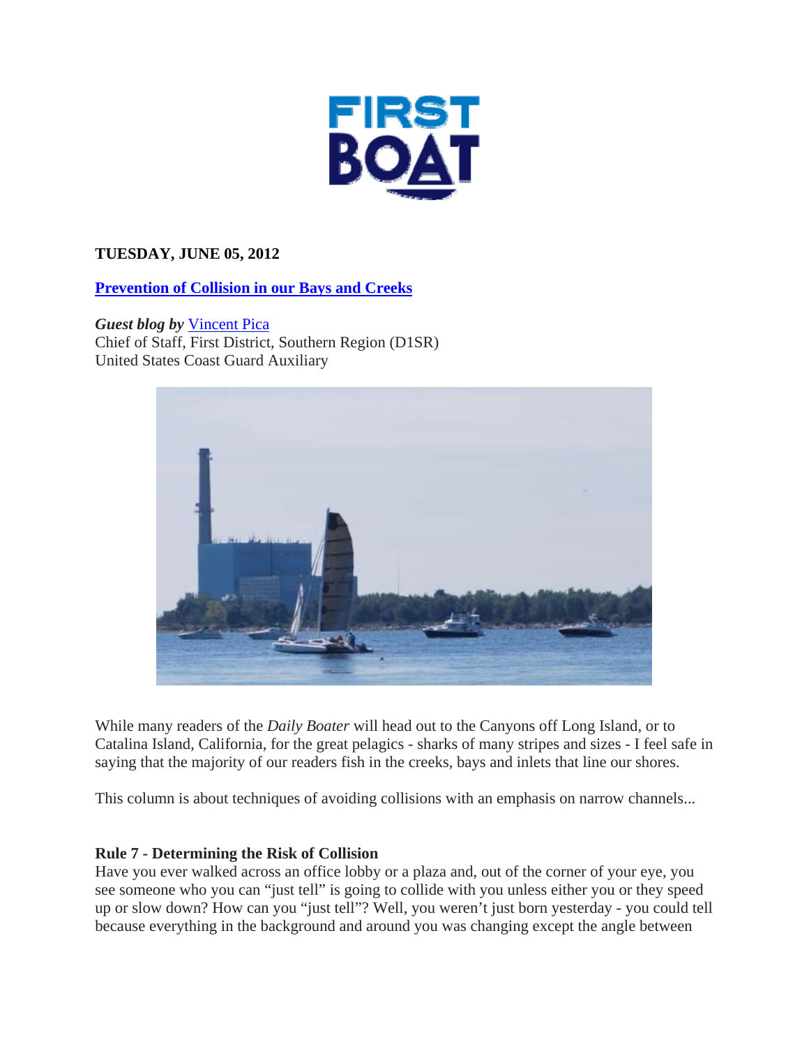**TUESDAY, JUNE 05, 2012**

**Prevention of Collision in our Bays and Creeks**

***Guest blog by*** Vincent Pica
Chief of Staff, First District, Southern Region (D1SR)
United States Coast Guard Auxiliary

While many readers of the *Daily Boater* will head out to the Canyons off Long Island, or to Catalina Island, California, for the great pelagics - sharks of many stripes and sizes - I feel safe in saying that the majority of our readers fish in the creeks, bays and inlets that line our shores.

This column is about techniques of avoiding collisions with an emphasis on narrow channels...

**Rule 7 - Determining the Risk of Collision**

Have you ever walked across an office lobby or a plaza and, out of the corner of your eye, you see someone who you can "just tell" is going to collide with you unless either you or they speed up or slow down? How can you "just tell"? Well, you weren't just born yesterday - you could tell because everything in the background and around you was changing except the angle between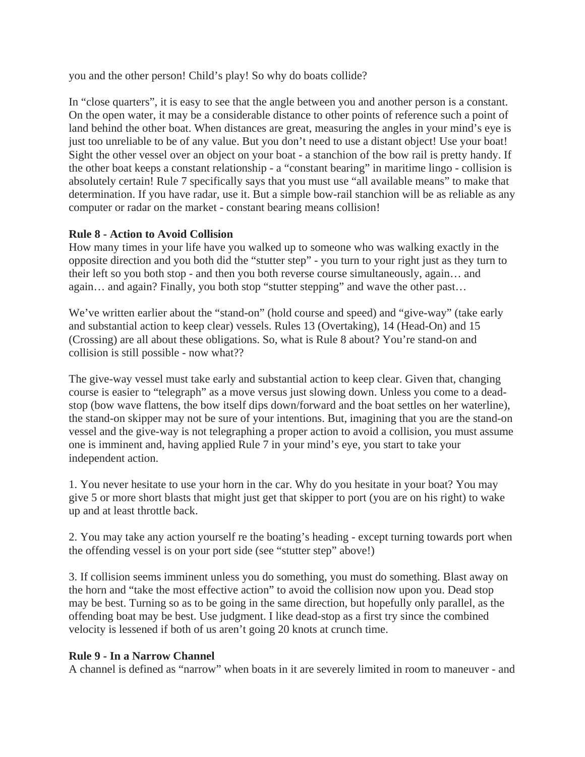you and the other person! Child's play! So why do boats collide?

In "close quarters", it is easy to see that the angle between you and another person is a constant. On the open water, it may be a considerable distance to other points of reference such a point of land behind the other boat. When distances are great, measuring the angles in your mind's eye is just too unreliable to be of any value. But you don't need to use a distant object! Use your boat! Sight the other vessel over an object on your boat - a stanchion of the bow rail is pretty handy. If the other boat keeps a constant relationship - a "constant bearing" in maritime lingo - collision is absolutely certain! Rule 7 specifically says that you must use "all available means" to make that determination. If you have radar, use it. But a simple bow-rail stanchion will be as reliable as any computer or radar on the market - constant bearing means collision!

**Rule 8 - Action to Avoid Collision**

How many times in your life have you walked up to someone who was walking exactly in the opposite direction and you both did the "stutter step" - you turn to your right just as they turn to their left so you both stop - and then you both reverse course simultaneously, again… and again… and again? Finally, you both stop "stutter stepping" and wave the other past…

We've written earlier about the "stand-on" (hold course and speed) and "give-way" (take early and substantial action to keep clear) vessels. Rules 13 (Overtaking), 14 (Head-On) and 15 (Crossing) are all about these obligations. So, what is Rule 8 about? You're stand-on and collision is still possible - now what??

The give-way vessel must take early and substantial action to keep clear. Given that, changing course is easier to "telegraph" as a move versus just slowing down. Unless you come to a dead-stop (bow wave flattens, the bow itself dips down/forward and the boat settles on her waterline), the stand-on skipper may not be sure of your intentions. But, imagining that you are the stand-on vessel and the give-way is not telegraphing a proper action to avoid a collision, you must assume one is imminent and, having applied Rule 7 in your mind's eye, you start to take your independent action.

1. You never hesitate to use your horn in the car. Why do you hesitate in your boat? You may give 5 or more short blasts that might just get that skipper to port (you are on his right) to wake up and at least throttle back.

2. You may take any action yourself re the boating's heading - except turning towards port when the offending vessel is on your port side (see "stutter step" above!)

3. If collision seems imminent unless you do something, you must do something. Blast away on the horn and "take the most effective action" to avoid the collision now upon you. Dead stop may be best. Turning so as to be going in the same direction, but hopefully only parallel, as the offending boat may be best. Use judgment. I like dead-stop as a first try since the combined velocity is lessened if both of us aren't going 20 knots at crunch time.

**Rule 9 - In a Narrow Channel**

A channel is defined as "narrow" when boats in it are severely limited in room to maneuver - and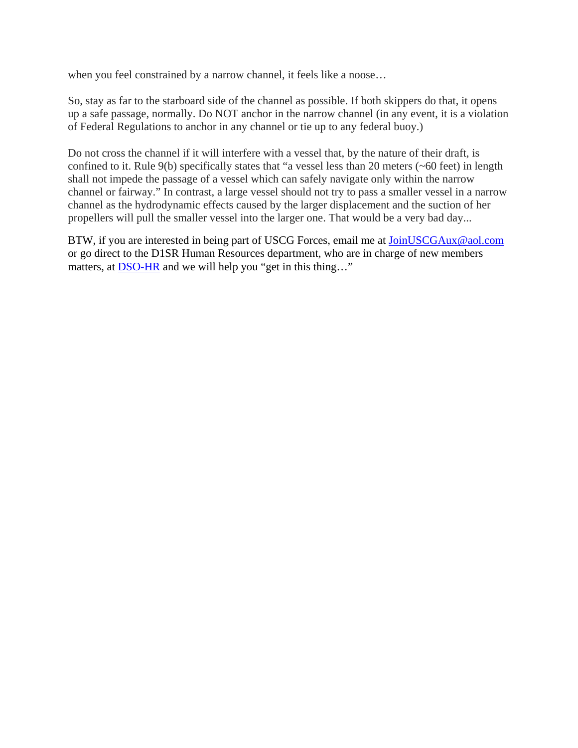when you feel constrained by a narrow channel, it feels like a noose…

So, stay as far to the starboard side of the channel as possible. If both skippers do that, it opens up a safe passage, normally. Do NOT anchor in the narrow channel (in any event, it is a violation of Federal Regulations to anchor in any channel or tie up to any federal buoy.)

Do not cross the channel if it will interfere with a vessel that, by the nature of their draft, is confined to it. Rule 9(b) specifically states that "a vessel less than 20 meters (~60 feet) in length shall not impede the passage of a vessel which can safely navigate only within the narrow channel or fairway." In contrast, a large vessel should not try to pass a smaller vessel in a narrow channel as the hydrodynamic effects caused by the larger displacement and the suction of her propellers will pull the smaller vessel into the larger one. That would be a very bad day...

BTW, if you are interested in being part of USCG Forces, email me at [JoinUSCGAux@aol.com](mailto:JoinUSCGAux@aol.com) or go direct to the D1SR Human Resources department, who are in charge of new members matters, at [DSO-HR]() and we will help you "get in this thing…"